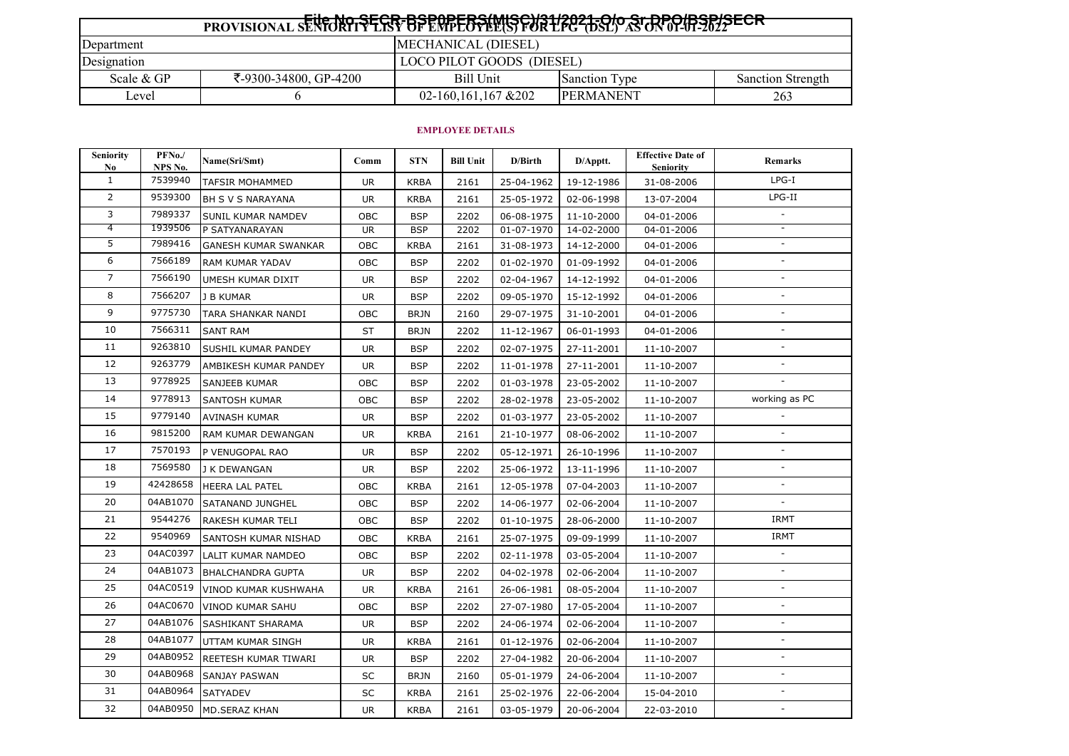File No.SECR-BSP0PERS(MISC)/31/2021-O/o Sr.DPO/BSP/SECR

| PROVISIONAL SENIORITY LIST OF EMPLOYEE(S) FOR LPG (DSL) AS ON 01-01-2022 | | | | |
|---|---|---|---|---|
| Department | | MECHANICAL (DIESEL) | | |
| Designation | | LOCO PILOT GOODS (DIESEL) | | |
| Scale & GP | ₹-9300-34800, GP-4200 | Bill Unit | Sanction Type | Sanction Strength |
| Level | 6 | 02-160,161,167 &202 | PERMANENT | 263 |

**EMPLOYEE DETAILS**

| Seniority No | PFNo./ NPS No. | Name(Sri/Smt) | Comm | STN | Bill Unit | D/Birth | D/Apptt. | Effective Date of Seniority | Remarks |
|---|---|---|---|---|---|---|---|---|---|
| 1 | 7539940 | TAFSIR MOHAMMED | UR | KRBA | 2161 | 25-04-1962 | 19-12-1986 | 31-08-2006 | LPG-I |
| 2 | 9539300 | BH S V S NARAYANA | UR | KRBA | 2161 | 25-05-1972 | 02-06-1998 | 13-07-2004 | LPG-II |
| 3 | 7989337 | SUNIL KUMAR NAMDEV | OBC | BSP | 2202 | 06-08-1975 | 11-10-2000 | 04-01-2006 | - |
| 4 | 1939506 | P SATYANARAYAN | UR | BSP | 2202 | 01-07-1970 | 14-02-2000 | 04-01-2006 | - |
| 5 | 7989416 | GANESH KUMAR SWANKAR | OBC | KRBA | 2161 | 31-08-1973 | 14-12-2000 | 04-01-2006 | - |
| 6 | 7566189 | RAM KUMAR YADAV | OBC | BSP | 2202 | 01-02-1970 | 01-09-1992 | 04-01-2006 | - |
| 7 | 7566190 | UMESH KUMAR DIXIT | UR | BSP | 2202 | 02-04-1967 | 14-12-1992 | 04-01-2006 | - |
| 8 | 7566207 | J B KUMAR | UR | BSP | 2202 | 09-05-1970 | 15-12-1992 | 04-01-2006 | - |
| 9 | 9775730 | TARA SHANKAR NANDI | OBC | BRJN | 2160 | 29-07-1975 | 31-10-2001 | 04-01-2006 | - |
| 10 | 7566311 | SANT RAM | ST | BRJN | 2202 | 11-12-1967 | 06-01-1993 | 04-01-2006 | - |
| 11 | 9263810 | SUSHIL KUMAR PANDEY | UR | BSP | 2202 | 02-07-1975 | 27-11-2001 | 11-10-2007 | - |
| 12 | 9263779 | AMBIKESH KUMAR PANDEY | UR | BSP | 2202 | 11-01-1978 | 27-11-2001 | 11-10-2007 | - |
| 13 | 9778925 | SANJEEB KUMAR | OBC | BSP | 2202 | 01-03-1978 | 23-05-2002 | 11-10-2007 | - |
| 14 | 9778913 | SANTOSH KUMAR | OBC | BSP | 2202 | 28-02-1978 | 23-05-2002 | 11-10-2007 | working as PC |
| 15 | 9779140 | AVINASH KUMAR | UR | BSP | 2202 | 01-03-1977 | 23-05-2002 | 11-10-2007 | - |
| 16 | 9815200 | RAM KUMAR DEWANGAN | UR | KRBA | 2161 | 21-10-1977 | 08-06-2002 | 11-10-2007 | - |
| 17 | 7570193 | P VENUGOPAL RAO | UR | BSP | 2202 | 05-12-1971 | 26-10-1996 | 11-10-2007 | - |
| 18 | 7569580 | J K DEWANGAN | UR | BSP | 2202 | 25-06-1972 | 13-11-1996 | 11-10-2007 | - |
| 19 | 42428658 | HEERA LAL PATEL | OBC | KRBA | 2161 | 12-05-1978 | 07-04-2003 | 11-10-2007 | - |
| 20 | 04AB1070 | SATANAND JUNGHEL | OBC | BSP | 2202 | 14-06-1977 | 02-06-2004 | 11-10-2007 | - |
| 21 | 9544276 | RAKESH KUMAR TELI | OBC | BSP | 2202 | 01-10-1975 | 28-06-2000 | 11-10-2007 | IRMT |
| 22 | 9540969 | SANTOSH KUMAR NISHAD | OBC | KRBA | 2161 | 25-07-1975 | 09-09-1999 | 11-10-2007 | IRMT |
| 23 | 04AC0397 | LALIT KUMAR NAMDEO | OBC | BSP | 2202 | 02-11-1978 | 03-05-2004 | 11-10-2007 | - |
| 24 | 04AB1073 | BHALCHANDRA GUPTA | UR | BSP | 2202 | 04-02-1978 | 02-06-2004 | 11-10-2007 | - |
| 25 | 04AC0519 | VINOD KUMAR KUSHWAHA | UR | KRBA | 2161 | 26-06-1981 | 08-05-2004 | 11-10-2007 | - |
| 26 | 04AC0670 | VINOD KUMAR SAHU | OBC | BSP | 2202 | 27-07-1980 | 17-05-2004 | 11-10-2007 | - |
| 27 | 04AB1076 | SASHIKANT SHARAMA | UR | BSP | 2202 | 24-06-1974 | 02-06-2004 | 11-10-2007 | - |
| 28 | 04AB1077 | UTTAM KUMAR SINGH | UR | KRBA | 2161 | 01-12-1976 | 02-06-2004 | 11-10-2007 | - |
| 29 | 04AB0952 | REETESH KUMAR TIWARI | UR | BSP | 2202 | 27-04-1982 | 20-06-2004 | 11-10-2007 | - |
| 30 | 04AB0968 | SANJAY PASWAN | SC | BRJN | 2160 | 05-01-1979 | 24-06-2004 | 11-10-2007 | - |
| 31 | 04AB0964 | SATYADEV | SC | KRBA | 2161 | 25-02-1976 | 22-06-2004 | 15-04-2010 | - |
| 32 | 04AB0950 | MD.SERAZ KHAN | UR | KRBA | 2161 | 03-05-1979 | 20-06-2004 | 22-03-2010 | - |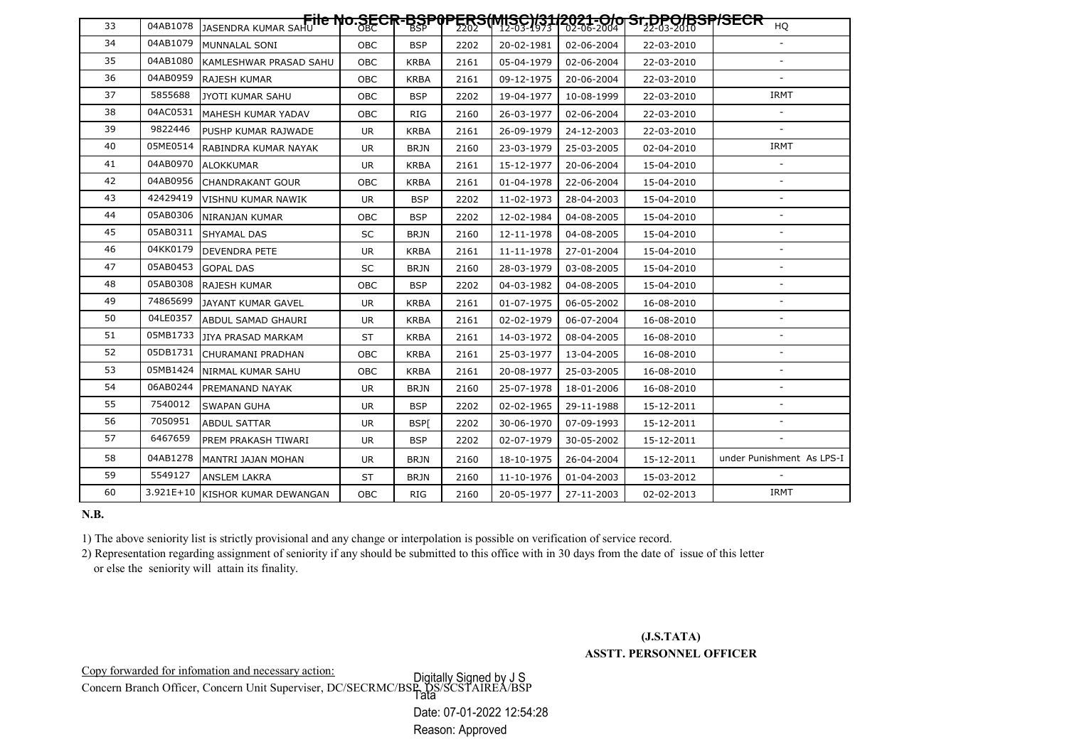File No.SECR-BSP0PERS(MISC)/31/2021-O/o Sr.DPO/BSP/SECR

| | | | | | | | | | |
|---|---|---|---|---|---|---|---|---|---|
| 33 | 04AB1078 | JASENDRA KUMAR SAHU | OBC | BSP | 2202 | 12-03-1973 | 02-06-2004 | 22-03-2010 | HQ |
| 34 | 04AB1079 | MUNNALAL SONI | OBC | BSP | 2202 | 20-02-1981 | 02-06-2004 | 22-03-2010 | - |
| 35 | 04AB1080 | KAMLESHWAR PRASAD SAHU | OBC | KRBA | 2161 | 05-04-1979 | 02-06-2004 | 22-03-2010 | - |
| 36 | 04AB0959 | RAJESH KUMAR | OBC | KRBA | 2161 | 09-12-1975 | 20-06-2004 | 22-03-2010 | - |
| 37 | 5855688 | JYOTI KUMAR SAHU | OBC | BSP | 2202 | 19-04-1977 | 10-08-1999 | 22-03-2010 | IRMT |
| 38 | 04AC0531 | MAHESH KUMAR YADAV | OBC | RIG | 2160 | 26-03-1977 | 02-06-2004 | 22-03-2010 | - |
| 39 | 9822446 | PUSHP KUMAR RAJWADE | UR | KRBA | 2161 | 26-09-1979 | 24-12-2003 | 22-03-2010 | - |
| 40 | 05ME0514 | RABINDRA KUMAR NAYAK | UR | BRJN | 2160 | 23-03-1979 | 25-03-2005 | 02-04-2010 | IRMT |
| 41 | 04AB0970 | ALOKKUMAR | UR | KRBA | 2161 | 15-12-1977 | 20-06-2004 | 15-04-2010 | - |
| 42 | 04AB0956 | CHANDRAKANT GOUR | OBC | KRBA | 2161 | 01-04-1978 | 22-06-2004 | 15-04-2010 | - |
| 43 | 42429419 | VISHNU KUMAR NAWIK | UR | BSP | 2202 | 11-02-1973 | 28-04-2003 | 15-04-2010 | - |
| 44 | 05AB0306 | NIRANJAN KUMAR | OBC | BSP | 2202 | 12-02-1984 | 04-08-2005 | 15-04-2010 | - |
| 45 | 05AB0311 | SHYAMAL DAS | SC | BRJN | 2160 | 12-11-1978 | 04-08-2005 | 15-04-2010 | - |
| 46 | 04KK0179 | DEVENDRA PETE | UR | KRBA | 2161 | 11-11-1978 | 27-01-2004 | 15-04-2010 | - |
| 47 | 05AB0453 | GOPAL DAS | SC | BRJN | 2160 | 28-03-1979 | 03-08-2005 | 15-04-2010 | - |
| 48 | 05AB0308 | RAJESH KUMAR | OBC | BSP | 2202 | 04-03-1982 | 04-08-2005 | 15-04-2010 | - |
| 49 | 74865699 | JAYANT KUMAR GAVEL | UR | KRBA | 2161 | 01-07-1975 | 06-05-2002 | 16-08-2010 | - |
| 50 | 04LE0357 | ABDUL SAMAD GHAURI | UR | KRBA | 2161 | 02-02-1979 | 06-07-2004 | 16-08-2010 | - |
| 51 | 05MB1733 | JIYA PRASAD MARKAM | ST | KRBA | 2161 | 14-03-1972 | 08-04-2005 | 16-08-2010 | - |
| 52 | 05DB1731 | CHURAMANI PRADHAN | OBC | KRBA | 2161 | 25-03-1977 | 13-04-2005 | 16-08-2010 | - |
| 53 | 05MB1424 | NIRMAL KUMAR SAHU | OBC | KRBA | 2161 | 20-08-1977 | 25-03-2005 | 16-08-2010 | - |
| 54 | 06AB0244 | PREMANAND NAYAK | UR | BRJN | 2160 | 25-07-1978 | 18-01-2006 | 16-08-2010 | - |
| 55 | 7540012 | SWAPAN GUHA | UR | BSP | 2202 | 02-02-1965 | 29-11-1988 | 15-12-2011 | - |
| 56 | 7050951 | ABDUL SATTAR | UR | BSP[ | 2202 | 30-06-1970 | 07-09-1993 | 15-12-2011 | - |
| 57 | 6467659 | PREM PRAKASH TIWARI | UR | BSP | 2202 | 02-07-1979 | 30-05-2002 | 15-12-2011 | - |
| 58 | 04AB1278 | MANTRI JAJAN MOHAN | UR | BRJN | 2160 | 18-10-1975 | 26-04-2004 | 15-12-2011 | under Punishment As LPS-I |
| 59 | 5549127 | ANSLEM LAKRA | ST | BRJN | 2160 | 11-10-1976 | 01-04-2003 | 15-03-2012 | - |
| 60 | 3.921E+10 | KISHOR KUMAR DEWANGAN | OBC | RIG | 2160 | 20-05-1977 | 27-11-2003 | 02-02-2013 | IRMT |

**N.B.**

1) The above seniority list is strictly provisional and any change or interpolation is possible on verification of service record.

2) Representation regarding assignment of seniority if any should be submitted to this office with in 30 days from the date of issue of this letter or else the seniority will attain its finality.

**(J.S.TATA)**
**ASSTT. PERSONNEL OFFICER**

Copy forwarded for infomation and necessary action:
Concern Branch Officer, Concern Unit Superviser, DC/SECRMC/BSP, DS/SCSTAIREA/BSP

Digitally Signed by J S Tata
Date: 07-01-2022 12:54:28
Reason: Approved